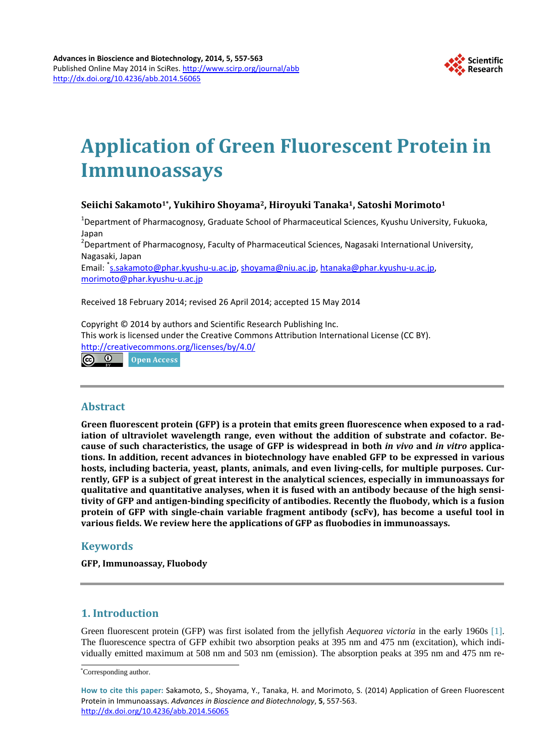# Application of Green Fluorescent Protein in Immunoassays

**Seiichi Sakamoto[1*], Yukihiro Shoyama[2], Hiroyuki Tanaka[1], Satoshi Morimoto[1]**

[1]Department of Pharmacognosy, Graduate School of Pharmaceutical Sciences, Kyushu University, Fukuoka, Japan

[2]Department of Pharmacognosy, Faculty of Pharmaceutical Sciences, Nagasaki International University, Nagasaki, Japan

Email: [*]s.sakamoto@phar.kyushu-u.ac.jp, shoyama@niu.ac.jp, htanaka@phar.kyushu-u.ac.jp, morimoto@phar.kyushu-u.ac.jp

Received 18 February 2014; revised 26 April 2014; accepted 15 May 2014

Copyright © 2014 by authors and Scientific Research Publishing Inc.
This work is licensed under the Creative Commons Attribution International License (CC BY).
http://creativecommons.org/licenses/by/4.0/

Open Access

## Abstract

**Green fluorescent protein (GFP) is a protein that emits green fluorescence when exposed to a radiation of ultraviolet wavelength range, even without the addition of substrate and cofactor. Because of such characteristics, the usage of GFP is widespread in both *in vivo* and *in vitro* applications. In addition, recent advances in biotechnology have enabled GFP to be expressed in various hosts, including bacteria, yeast, plants, animals, and even living-cells, for multiple purposes. Currently, GFP is a subject of great interest in the analytical sciences, especially in immunoassays for qualitative and quantitative analyses, when it is fused with an antibody because of the high sensitivity of GFP and antigen-binding specificity of antibodies. Recently the fluobody, which is a fusion protein of GFP with single-chain variable fragment antibody (scFv), has become a useful tool in various fields. We review here the applications of GFP as fluobodies in immunoassays.**

## Keywords

**GFP, Immunoassay, Fluobody**

## 1. Introduction

Green fluorescent protein (GFP) was first isolated from the jellyfish *Aequorea victoria* in the early 1960s [1]. The fluorescence spectra of GFP exhibit two absorption peaks at 395 nm and 475 nm (excitation), which individually emitted maximum at 508 nm and 503 nm (emission). The absorption peaks at 395 nm and 475 nm re-

[*]Corresponding author.

**How to cite this paper:** Sakamoto, S., Shoyama, Y., Tanaka, H. and Morimoto, S. (2014) Application of Green Fluorescent Protein in Immunoassays. *Advances in Bioscience and Biotechnology*, **5**, 557-563.
http://dx.doi.org/10.4236/abb.2014.56065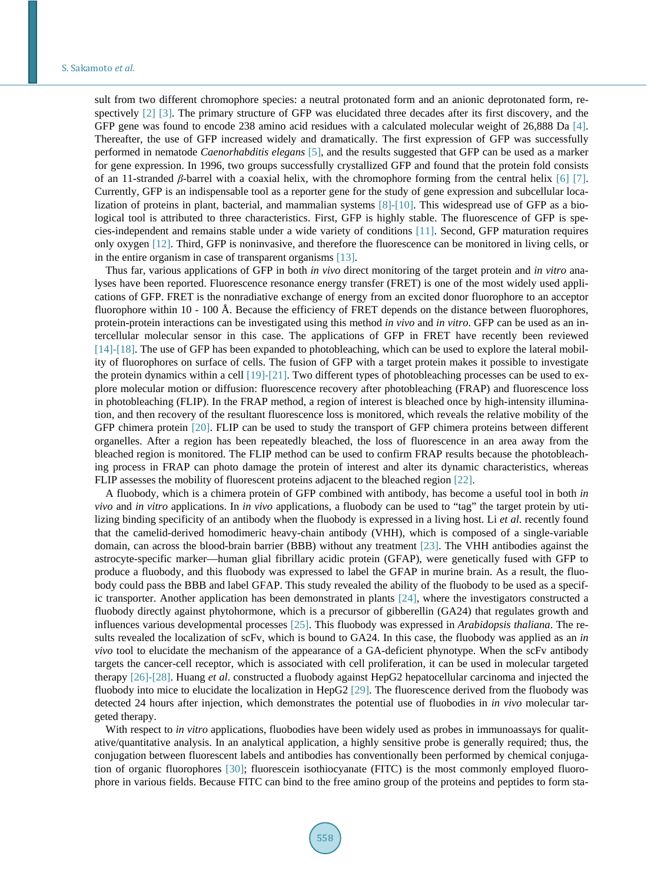sult from two different chromophore species: a neutral protonated form and an anionic deprotonated form, respectively [2] [3]. The primary structure of GFP was elucidated three decades after its first discovery, and the GFP gene was found to encode 238 amino acid residues with a calculated molecular weight of 26,888 Da [4]. Thereafter, the use of GFP increased widely and dramatically. The first expression of GFP was successfully performed in nematode *Caenorhabditis elegans* [5], and the results suggested that GFP can be used as a marker for gene expression. In 1996, two groups successfully crystallized GFP and found that the protein fold consists of an 11-stranded *β*-barrel with a coaxial helix, with the chromophore forming from the central helix [6] [7]. Currently, GFP is an indispensable tool as a reporter gene for the study of gene expression and subcellular localization of proteins in plant, bacterial, and mammalian systems [8]-[10]. This widespread use of GFP as a biological tool is attributed to three characteristics. First, GFP is highly stable. The fluorescence of GFP is species-independent and remains stable under a wide variety of conditions [11]. Second, GFP maturation requires only oxygen [12]. Third, GFP is noninvasive, and therefore the fluorescence can be monitored in living cells, or in the entire organism in case of transparent organisms [13].

Thus far, various applications of GFP in both *in vivo* direct monitoring of the target protein and *in vitro* analyses have been reported. Fluorescence resonance energy transfer (FRET) is one of the most widely used applications of GFP. FRET is the nonradiative exchange of energy from an excited donor fluorophore to an acceptor fluorophore within 10 - 100 Å. Because the efficiency of FRET depends on the distance between fluorophores, protein-protein interactions can be investigated using this method *in vivo* and *in vitro*. GFP can be used as an intercellular molecular sensor in this case. The applications of GFP in FRET have recently been reviewed [14]-[18]. The use of GFP has been expanded to photobleaching, which can be used to explore the lateral mobility of fluorophores on surface of cells. The fusion of GFP with a target protein makes it possible to investigate the protein dynamics within a cell [19]-[21]. Two different types of photobleaching processes can be used to explore molecular motion or diffusion: fluorescence recovery after photobleaching (FRAP) and fluorescence loss in photobleaching (FLIP). In the FRAP method, a region of interest is bleached once by high-intensity illumination, and then recovery of the resultant fluorescence loss is monitored, which reveals the relative mobility of the GFP chimera protein [20]. FLIP can be used to study the transport of GFP chimera proteins between different organelles. After a region has been repeatedly bleached, the loss of fluorescence in an area away from the bleached region is monitored. The FLIP method can be used to confirm FRAP results because the photobleaching process in FRAP can photo damage the protein of interest and alter its dynamic characteristics, whereas FLIP assesses the mobility of fluorescent proteins adjacent to the bleached region [22].

A fluobody, which is a chimera protein of GFP combined with antibody, has become a useful tool in both *in vivo* and *in vitro* applications. In *in vivo* applications, a fluobody can be used to "tag" the target protein by utilizing binding specificity of an antibody when the fluobody is expressed in a living host. Li *et al*. recently found that the camelid-derived homodimeric heavy-chain antibody (VHH), which is composed of a single-variable domain, can across the blood-brain barrier (BBB) without any treatment [23]. The VHH antibodies against the astrocyte-specific marker—human glial fibrillary acidic protein (GFAP), were genetically fused with GFP to produce a fluobody, and this fluobody was expressed to label the GFAP in murine brain. As a result, the fluobody could pass the BBB and label GFAP. This study revealed the ability of the fluobody to be used as a specific transporter. Another application has been demonstrated in plants [24], where the investigators constructed a fluobody directly against phytohormone, which is a precursor of gibberellin (GA24) that regulates growth and influences various developmental processes [25]. This fluobody was expressed in *Arabidopsis thaliana*. The results revealed the localization of scFv, which is bound to GA24. In this case, the fluobody was applied as an *in vivo* tool to elucidate the mechanism of the appearance of a GA-deficient phynotype. When the scFv antibody targets the cancer-cell receptor, which is associated with cell proliferation, it can be used in molecular targeted therapy [26]-[28]. Huang *et al*. constructed a fluobody against HepG2 hepatocellular carcinoma and injected the fluobody into mice to elucidate the localization in HepG2 [29]. The fluorescence derived from the fluobody was detected 24 hours after injection, which demonstrates the potential use of fluobodies in *in vivo* molecular targeted therapy.

With respect to *in vitro* applications, fluobodies have been widely used as probes in immunoassays for qualitative/quantitative analysis. In an analytical application, a highly sensitive probe is generally required; thus, the conjugation between fluorescent labels and antibodies has conventionally been performed by chemical conjugation of organic fluorophores [30]; fluorescein isothiocyanate (FITC) is the most commonly employed fluorophore in various fields. Because FITC can bind to the free amino group of the proteins and peptides to form sta-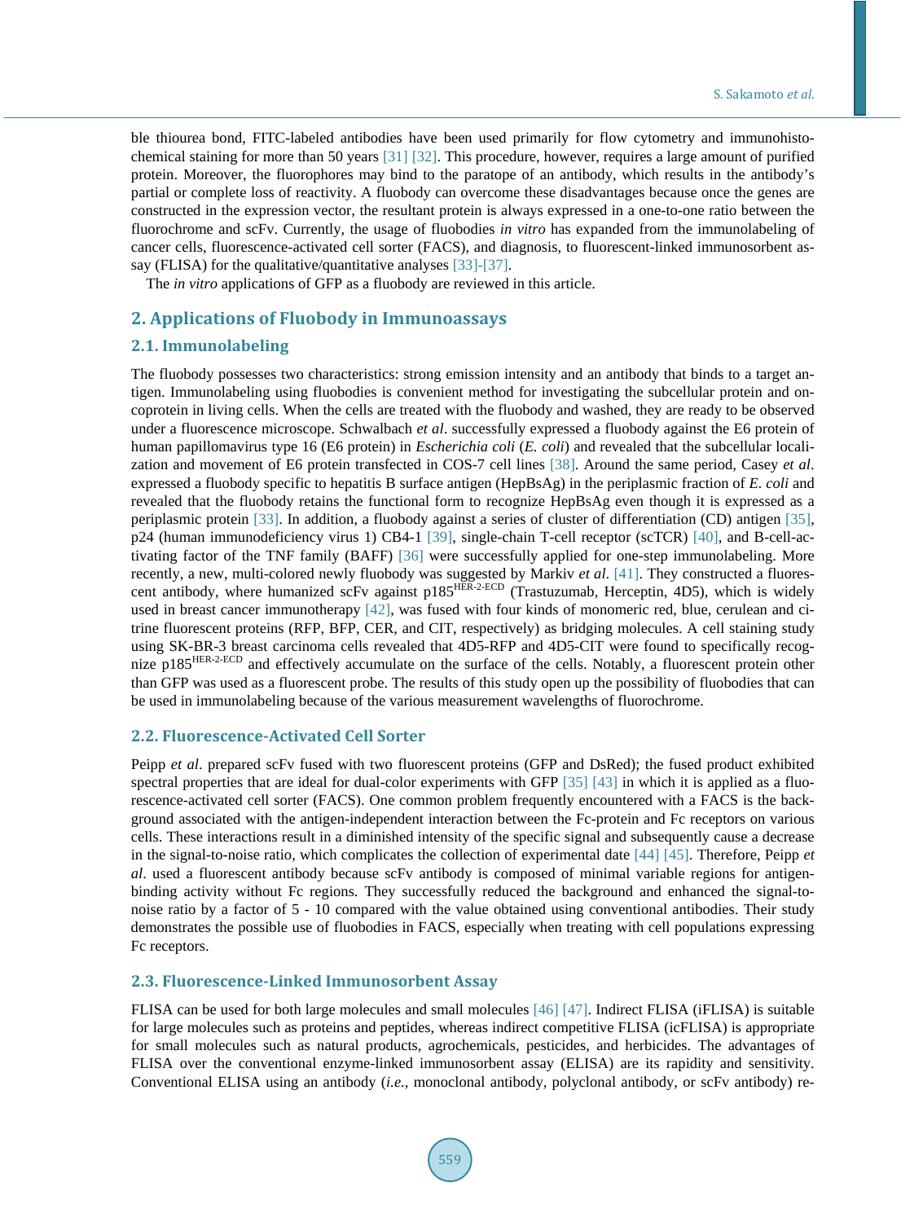ble thiourea bond, FITC-labeled antibodies have been used primarily for flow cytometry and immunohistochemical staining for more than 50 years [31] [32]. This procedure, however, requires a large amount of purified protein. Moreover, the fluorophores may bind to the paratope of an antibody, which results in the antibody's partial or complete loss of reactivity. A fluobody can overcome these disadvantages because once the genes are constructed in the expression vector, the resultant protein is always expressed in a one-to-one ratio between the fluorochrome and scFv. Currently, the usage of fluobodies *in vitro* has expanded from the immunolabeling of cancer cells, fluorescence-activated cell sorter (FACS), and diagnosis, to fluorescent-linked immunosorbent assay (FLISA) for the qualitative/quantitative analyses [33]-[37].

The *in vitro* applications of GFP as a fluobody are reviewed in this article.

## 2. Applications of Fluobody in Immunoassays

### 2.1. Immunolabeling

The fluobody possesses two characteristics: strong emission intensity and an antibody that binds to a target antigen. Immunolabeling using fluobodies is convenient method for investigating the subcellular protein and oncoprotein in living cells. When the cells are treated with the fluobody and washed, they are ready to be observed under a fluorescence microscope. Schwalbach *et al*. successfully expressed a fluobody against the E6 protein of human papillomavirus type 16 (E6 protein) in *Escherichia coli* (*E. coli*) and revealed that the subcellular localization and movement of E6 protein transfected in COS-7 cell lines [38]. Around the same period, Casey *et al*. expressed a fluobody specific to hepatitis B surface antigen (HepBsAg) in the periplasmic fraction of *E. coli* and revealed that the fluobody retains the functional form to recognize HepBsAg even though it is expressed as a periplasmic protein [33]. In addition, a fluobody against a series of cluster of differentiation (CD) antigen [35], p24 (human immunodeficiency virus 1) CB4-1 [39], single-chain T-cell receptor (scTCR) [40], and B-cell-activating factor of the TNF family (BAFF) [36] were successfully applied for one-step immunolabeling. More recently, a new, multi-colored newly fluobody was suggested by Markiv *et al*. [41]. They constructed a fluorescent antibody, where humanized scFv against $p185^{HER\text{-}2\text{-}ECD}$ (Trastuzumab, Herceptin, 4D5), which is widely used in breast cancer immunotherapy [42], was fused with four kinds of monomeric red, blue, cerulean and citrine fluorescent proteins (RFP, BFP, CER, and CIT, respectively) as bridging molecules. A cell staining study using SK-BR-3 breast carcinoma cells revealed that 4D5-RFP and 4D5-CIT were found to specifically recognize $p185^{HER\text{-}2\text{-}ECD}$ and effectively accumulate on the surface of the cells. Notably, a fluorescent protein other than GFP was used as a fluorescent probe. The results of this study open up the possibility of fluobodies that can be used in immunolabeling because of the various measurement wavelengths of fluorochrome.

### 2.2. Fluorescence-Activated Cell Sorter

Peipp *et al*. prepared scFv fused with two fluorescent proteins (GFP and DsRed); the fused product exhibited spectral properties that are ideal for dual-color experiments with GFP [35] [43] in which it is applied as a fluorescence-activated cell sorter (FACS). One common problem frequently encountered with a FACS is the background associated with the antigen-independent interaction between the Fc-protein and Fc receptors on various cells. These interactions result in a diminished intensity of the specific signal and subsequently cause a decrease in the signal-to-noise ratio, which complicates the collection of experimental date [44] [45]. Therefore, Peipp *et al*. used a fluorescent antibody because scFv antibody is composed of minimal variable regions for antigen-binding activity without Fc regions. They successfully reduced the background and enhanced the signal-to-noise ratio by a factor of 5 - 10 compared with the value obtained using conventional antibodies. Their study demonstrates the possible use of fluobodies in FACS, especially when treating with cell populations expressing Fc receptors.

### 2.3. Fluorescence-Linked Immunosorbent Assay

FLISA can be used for both large molecules and small molecules [46] [47]. Indirect FLISA (iFLISA) is suitable for large molecules such as proteins and peptides, whereas indirect competitive FLISA (icFLISA) is appropriate for small molecules such as natural products, agrochemicals, pesticides, and herbicides. The advantages of FLISA over the conventional enzyme-linked immunosorbent assay (ELISA) are its rapidity and sensitivity. Conventional ELISA using an antibody (*i.e.*, monoclonal antibody, polyclonal antibody, or scFv antibody) re-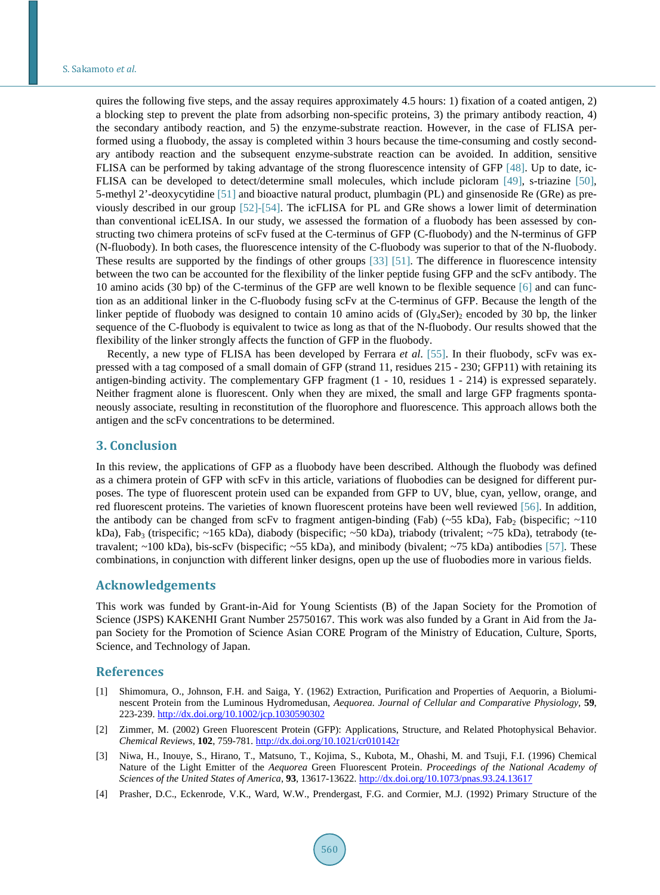quires the following five steps, and the assay requires approximately 4.5 hours: 1) fixation of a coated antigen, 2) a blocking step to prevent the plate from adsorbing non-specific proteins, 3) the primary antibody reaction, 4) the secondary antibody reaction, and 5) the enzyme-substrate reaction. However, in the case of FLISA performed using a fluobody, the assay is completed within 3 hours because the time-consuming and costly secondary antibody reaction and the subsequent enzyme-substrate reaction can be avoided. In addition, sensitive FLISA can be performed by taking advantage of the strong fluorescence intensity of GFP [48]. Up to date, icFLISA can be developed to detect/determine small molecules, which include picloram [49], s-triazine [50], 5-methyl 2'-deoxycytidine [51] and bioactive natural product, plumbagin (PL) and ginsenoside Re (GRe) as previously described in our group [52]-[54]. The icFLISA for PL and GRe shows a lower limit of determination than conventional icELISA. In our study, we assessed the formation of a fluobody has been assessed by constructing two chimera proteins of scFv fused at the C-terminus of GFP (C-fluobody) and the N-terminus of GFP (N-fluobody). In both cases, the fluorescence intensity of the C-fluobody was superior to that of the N-fluobody. These results are supported by the findings of other groups [33] [51]. The difference in fluorescence intensity between the two can be accounted for the flexibility of the linker peptide fusing GFP and the scFv antibody. The 10 amino acids (30 bp) of the C-terminus of the GFP are well known to be flexible sequence [6] and can function as an additional linker in the C-fluobody fusing scFv at the C-terminus of GFP. Because the length of the linker peptide of fluobody was designed to contain 10 amino acids of $(Gly_4Ser)_2$ encoded by 30 bp, the linker sequence of the C-fluobody is equivalent to twice as long as that of the N-fluobody. Our results showed that the flexibility of the linker strongly affects the function of GFP in the fluobody.

Recently, a new type of FLISA has been developed by Ferrara *et al.* [55]. In their fluobody, scFv was expressed with a tag composed of a small domain of GFP (strand 11, residues 215 - 230; GFP11) with retaining its antigen-binding activity. The complementary GFP fragment (1 - 10, residues 1 - 214) is expressed separately. Neither fragment alone is fluorescent. Only when they are mixed, the small and large GFP fragments spontaneously associate, resulting in reconstitution of the fluorophore and fluorescence. This approach allows both the antigen and the scFv concentrations to be determined.

## 3. Conclusion

In this review, the applications of GFP as a fluobody have been described. Although the fluobody was defined as a chimera protein of GFP with scFv in this article, variations of fluobodies can be designed for different purposes. The type of fluorescent protein used can be expanded from GFP to UV, blue, cyan, yellow, orange, and red fluorescent proteins. The varieties of known fluorescent proteins have been well reviewed [56]. In addition, the antibody can be changed from scFv to fragment antigen-binding (Fab) (~55 kDa), $Fab_2$ (bispecific; ~110 kDa), $Fab_3$ (trispecific; ~165 kDa), diabody (bispecific; ~50 kDa), triabody (trivalent; ~75 kDa), tetrabody (tetravalent; ~100 kDa), bis-scFv (bispecific; ~55 kDa), and minibody (bivalent; ~75 kDa) antibodies [57]. These combinations, in conjunction with different linker designs, open up the use of fluobodies more in various fields.

## Acknowledgements

This work was funded by Grant-in-Aid for Young Scientists (B) of the Japan Society for the Promotion of Science (JSPS) KAKENHI Grant Number 25750167. This work was also funded by a Grant in Aid from the Japan Society for the Promotion of Science Asian CORE Program of the Ministry of Education, Culture, Sports, Science, and Technology of Japan.

## References

[1] Shimomura, O., Johnson, F.H. and Saiga, Y. (1962) Extraction, Purification and Properties of Aequorin, a Bioluminescent Protein from the Luminous Hydromedusan, *Aequorea*. *Journal of Cellular and Comparative Physiology*, **59**, 223-239. http://dx.doi.org/10.1002/jcp.1030590302

[2] Zimmer, M. (2002) Green Fluorescent Protein (GFP): Applications, Structure, and Related Photophysical Behavior. *Chemical Reviews*, **102**, 759-781. http://dx.doi.org/10.1021/cr010142r

[3] Niwa, H., Inouye, S., Hirano, T., Matsuno, T., Kojima, S., Kubota, M., Ohashi, M. and Tsuji, F.I. (1996) Chemical Nature of the Light Emitter of the *Aequorea* Green Fluorescent Protein. *Proceedings of the National Academy of Sciences of the United States of America*, **93**, 13617-13622. http://dx.doi.org/10.1073/pnas.93.24.13617

[4] Prasher, D.C., Eckenrode, V.K., Ward, W.W., Prendergast, F.G. and Cormier, M.J. (1992) Primary Structure of the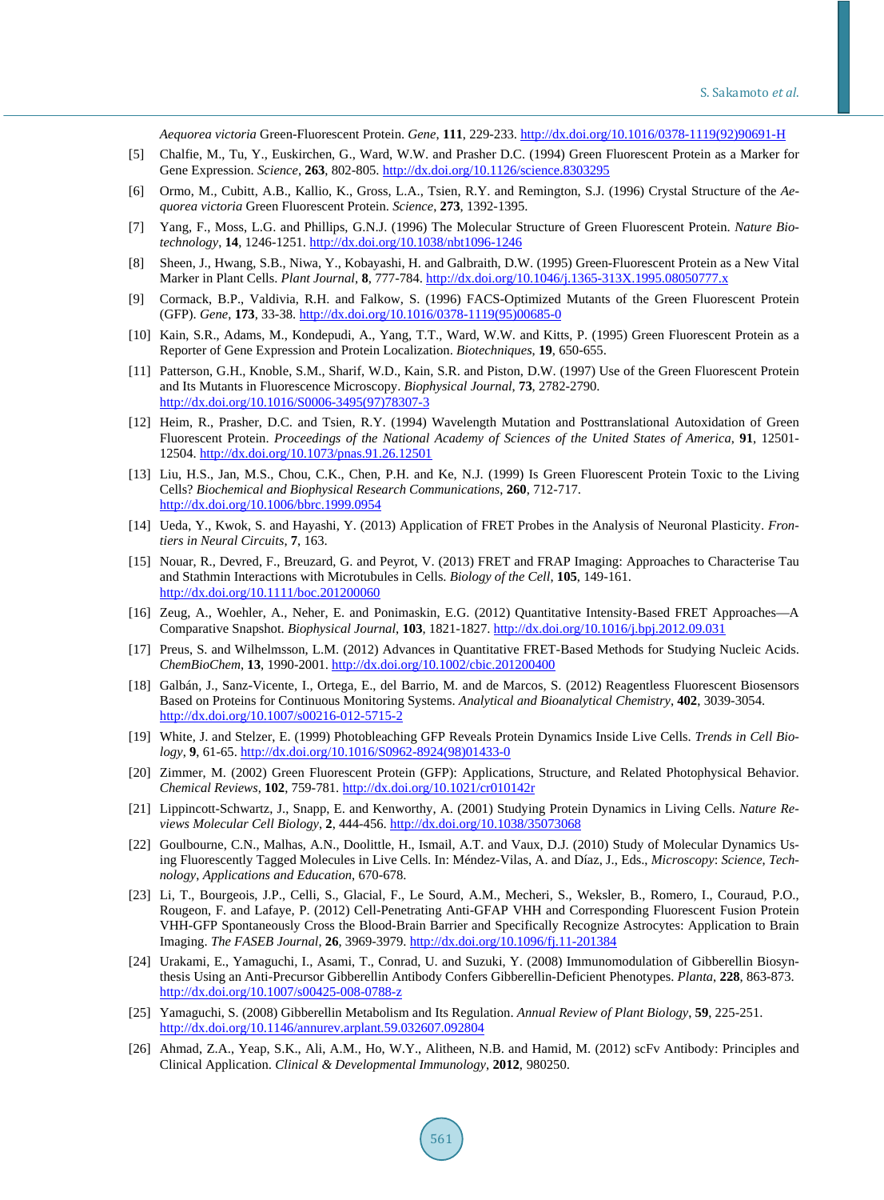*Aequorea victoria* Green-Fluorescent Protein. *Gene*, **111**, 229-233. http://dx.doi.org/10.1016/0378-1119(92)90691-H

[5] Chalfie, M., Tu, Y., Euskirchen, G., Ward, W.W. and Prasher D.C. (1994) Green Fluorescent Protein as a Marker for Gene Expression. *Science*, **263**, 802-805. http://dx.doi.org/10.1126/science.8303295

[6] Ormo, M., Cubitt, A.B., Kallio, K., Gross, L.A., Tsien, R.Y. and Remington, S.J. (1996) Crystal Structure of the *Aequorea victoria* Green Fluorescent Protein. *Science*, **273**, 1392-1395.

[7] Yang, F., Moss, L.G. and Phillips, G.N.J. (1996) The Molecular Structure of Green Fluorescent Protein. *Nature Biotechnology*, **14**, 1246-1251. http://dx.doi.org/10.1038/nbt1096-1246

[8] Sheen, J., Hwang, S.B., Niwa, Y., Kobayashi, H. and Galbraith, D.W. (1995) Green-Fluorescent Protein as a New Vital Marker in Plant Cells. *Plant Journal*, **8**, 777-784. http://dx.doi.org/10.1046/j.1365-313X.1995.08050777.x

[9] Cormack, B.P., Valdivia, R.H. and Falkow, S. (1996) FACS-Optimized Mutants of the Green Fluorescent Protein (GFP). *Gene*, **173**, 33-38. http://dx.doi.org/10.1016/0378-1119(95)00685-0

[10] Kain, S.R., Adams, M., Kondepudi, A., Yang, T.T., Ward, W.W. and Kitts, P. (1995) Green Fluorescent Protein as a Reporter of Gene Expression and Protein Localization. *Biotechniques*, **19**, 650-655.

[11] Patterson, G.H., Knoble, S.M., Sharif, W.D., Kain, S.R. and Piston, D.W. (1997) Use of the Green Fluorescent Protein and Its Mutants in Fluorescence Microscopy. *Biophysical Journal*, **73**, 2782-2790. http://dx.doi.org/10.1016/S0006-3495(97)78307-3

[12] Heim, R., Prasher, D.C. and Tsien, R.Y. (1994) Wavelength Mutation and Posttranslational Autoxidation of Green Fluorescent Protein. *Proceedings of the National Academy of Sciences of the United States of America*, **91**, 12501-12504. http://dx.doi.org/10.1073/pnas.91.26.12501

[13] Liu, H.S., Jan, M.S., Chou, C.K., Chen, P.H. and Ke, N.J. (1999) Is Green Fluorescent Protein Toxic to the Living Cells? *Biochemical and Biophysical Research Communications*, **260**, 712-717. http://dx.doi.org/10.1006/bbrc.1999.0954

[14] Ueda, Y., Kwok, S. and Hayashi, Y. (2013) Application of FRET Probes in the Analysis of Neuronal Plasticity. *Frontiers in Neural Circuits*, **7**, 163.

[15] Nouar, R., Devred, F., Breuzard, G. and Peyrot, V. (2013) FRET and FRAP Imaging: Approaches to Characterise Tau and Stathmin Interactions with Microtubules in Cells. *Biology of the Cell*, **105**, 149-161. http://dx.doi.org/10.1111/boc.201200060

[16] Zeug, A., Woehler, A., Neher, E. and Ponimaskin, E.G. (2012) Quantitative Intensity-Based FRET Approaches—A Comparative Snapshot. *Biophysical Journal*, **103**, 1821-1827. http://dx.doi.org/10.1016/j.bpj.2012.09.031

[17] Preus, S. and Wilhelmsson, L.M. (2012) Advances in Quantitative FRET-Based Methods for Studying Nucleic Acids. *ChemBioChem*, **13**, 1990-2001. http://dx.doi.org/10.1002/cbic.201200400

[18] Galbán, J., Sanz-Vicente, I., Ortega, E., del Barrio, M. and de Marcos, S. (2012) Reagentless Fluorescent Biosensors Based on Proteins for Continuous Monitoring Systems. *Analytical and Bioanalytical Chemistry*, **402**, 3039-3054. http://dx.doi.org/10.1007/s00216-012-5715-2

[19] White, J. and Stelzer, E. (1999) Photobleaching GFP Reveals Protein Dynamics Inside Live Cells. *Trends in Cell Biology*, **9**, 61-65. http://dx.doi.org/10.1016/S0962-8924(98)01433-0

[20] Zimmer, M. (2002) Green Fluorescent Protein (GFP): Applications, Structure, and Related Photophysical Behavior. *Chemical Reviews*, **102**, 759-781. http://dx.doi.org/10.1021/cr010142r

[21] Lippincott-Schwartz, J., Snapp, E. and Kenworthy, A. (2001) Studying Protein Dynamics in Living Cells. *Nature Reviews Molecular Cell Biology*, **2**, 444-456. http://dx.doi.org/10.1038/35073068

[22] Goulbourne, C.N., Malhas, A.N., Doolittle, H., Ismail, A.T. and Vaux, D.J. (2010) Study of Molecular Dynamics Using Fluorescently Tagged Molecules in Live Cells. In: Méndez-Vilas, A. and Díaz, J., Eds., *Microscopy*: *Science*, *Technology*, *Applications and Education*, 670-678.

[23] Li, T., Bourgeois, J.P., Celli, S., Glacial, F., Le Sourd, A.M., Mecheri, S., Weksler, B., Romero, I., Couraud, P.O., Rougeon, F. and Lafaye, P. (2012) Cell-Penetrating Anti-GFAP VHH and Corresponding Fluorescent Fusion Protein VHH-GFP Spontaneously Cross the Blood-Brain Barrier and Specifically Recognize Astrocytes: Application to Brain Imaging. *The FASEB Journal*, **26**, 3969-3979. http://dx.doi.org/10.1096/fj.11-201384

[24] Urakami, E., Yamaguchi, I., Asami, T., Conrad, U. and Suzuki, Y. (2008) Immunomodulation of Gibberellin Biosynthesis Using an Anti-Precursor Gibberellin Antibody Confers Gibberellin-Deficient Phenotypes. *Planta*, **228**, 863-873. http://dx.doi.org/10.1007/s00425-008-0788-z

[25] Yamaguchi, S. (2008) Gibberellin Metabolism and Its Regulation. *Annual Review of Plant Biology*, **59**, 225-251. http://dx.doi.org/10.1146/annurev.arplant.59.032607.092804

[26] Ahmad, Z.A., Yeap, S.K., Ali, A.M., Ho, W.Y., Alitheen, N.B. and Hamid, M. (2012) scFv Antibody: Principles and Clinical Application. *Clinical & Developmental Immunology*, **2012**, 980250.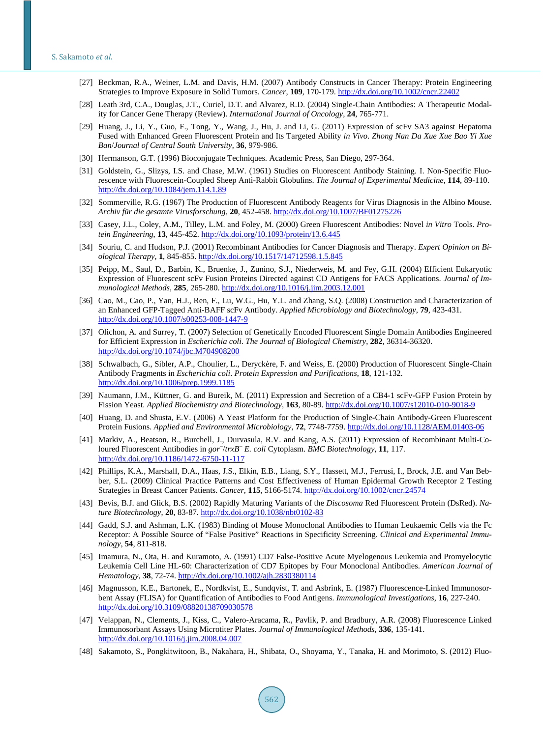[27] Beckman, R.A., Weiner, L.M. and Davis, H.M. (2007) Antibody Constructs in Cancer Therapy: Protein Engineering Strategies to Improve Exposure in Solid Tumors. *Cancer*, **109**, 170-179. http://dx.doi.org/10.1002/cncr.22402

[28] Leath 3rd, C.A., Douglas, J.T., Curiel, D.T. and Alvarez, R.D. (2004) Single-Chain Antibodies: A Therapeutic Modality for Cancer Gene Therapy (Review). *International Journal of Oncology*, **24**, 765-771.

[29] Huang, J., Li, Y., Guo, F., Tong, Y., Wang, J., Hu, J. and Li, G. (2011) Expression of scFv SA3 against Hepatoma Fused with Enhanced Green Fluorescent Protein and Its Targeted Ability *in Vivo*. *Zhong Nan Da Xue Xue Bao Yi Xue Ban*/*Journal of Central South University*, **36**, 979-986.

[30] Hermanson, G.T. (1996) Bioconjugate Techniques. Academic Press, San Diego, 297-364.

[31] Goldstein, G., Slizys, I.S. and Chase, M.W. (1961) Studies on Fluorescent Antibody Staining. I. Non-Specific Fluorescence with Fluorescein-Coupled Sheep Anti-Rabbit Globulins. *The Journal of Experimental Medicine*, **114**, 89-110. http://dx.doi.org/10.1084/jem.114.1.89

[32] Sommerville, R.G. (1967) The Production of Fluorescent Antibody Reagents for Virus Diagnosis in the Albino Mouse. *Archiv für die gesamte Virusforschung*, **20**, 452-458. http://dx.doi.org/10.1007/BF01275226

[33] Casey, J.L., Coley, A.M., Tilley, L.M. and Foley, M. (2000) Green Fluorescent Antibodies: Novel *in Vitro* Tools. *Protein Engineering*, **13**, 445-452. http://dx.doi.org/10.1093/protein/13.6.445

[34] Souriu, C. and Hudson, P.J. (2001) Recombinant Antibodies for Cancer Diagnosis and Therapy. *Expert Opinion on Biological Therapy*, **1**, 845-855. http://dx.doi.org/10.1517/14712598.1.5.845

[35] Peipp, M., Saul, D., Barbin, K., Bruenke, J., Zunino, S.J., Niederweis, M. and Fey, G.H. (2004) Efficient Eukaryotic Expression of Fluorescent scFv Fusion Proteins Directed against CD Antigens for FACS Applications. *Journal of Immunological Methods*, **285**, 265-280. http://dx.doi.org/10.1016/j.jim.2003.12.001

[36] Cao, M., Cao, P., Yan, H.J., Ren, F., Lu, W.G., Hu, Y.L. and Zhang, S.Q. (2008) Construction and Characterization of an Enhanced GFP-Tagged Anti-BAFF scFv Antibody. *Applied Microbiology and Biotechnology*, **79**, 423-431. http://dx.doi.org/10.1007/s00253-008-1447-9

[37] Olichon, A. and Surrey, T. (2007) Selection of Genetically Encoded Fluorescent Single Domain Antibodies Engineered for Efficient Expression in *Escherichia coli*. *The Journal of Biological Chemistry*, **282**, 36314-36320. http://dx.doi.org/10.1074/jbc.M704908200

[38] Schwalbach, G., Sibler, A.P., Choulier, L., Deryckère, F. and Weiss, E. (2000) Production of Fluorescent Single-Chain Antibody Fragments in *Escherichia coli*. *Protein Expression and Purifications*, **18**, 121-132. http://dx.doi.org/10.1006/prep.1999.1185

[39] Naumann, J.M., Küttner, G. and Bureik, M. (2011) Expression and Secretion of a CB4-1 scFv-GFP Fusion Protein by Fission Yeast. *Applied Biochemistry and Biotechnology*, **163**, 80-89. http://dx.doi.org/10.1007/s12010-010-9018-9

[40] Huang, D. and Shusta, E.V. (2006) A Yeast Platform for the Production of Single-Chain Antibody-Green Fluorescent Protein Fusions. *Applied and Environmental Microbiology*, **72**, 7748-7759. http://dx.doi.org/10.1128/AEM.01403-06

[41] Markiv, A., Beatson, R., Burchell, J., Durvasula, R.V. and Kang, A.S. (2011) Expression of Recombinant Multi-Coloured Fluorescent Antibodies in *gor*$^-$/*trxB*$^-$ *E. coli* Cytoplasm. *BMC Biotechnology*, **11**, 117. http://dx.doi.org/10.1186/1472-6750-11-117

[42] Phillips, K.A., Marshall, D.A., Haas, J.S., Elkin, E.B., Liang, S.Y., Hassett, M.J., Ferrusi, I., Brock, J.E. and Van Bebber, S.L. (2009) Clinical Practice Patterns and Cost Effectiveness of Human Epidermal Growth Receptor 2 Testing Strategies in Breast Cancer Patients. *Cancer*, **115**, 5166-5174. http://dx.doi.org/10.1002/cncr.24574

[43] Bevis, B.J. and Glick, B.S. (2002) Rapidly Maturing Variants of the *Discosoma* Red Fluorescent Protein (DsRed). *Nature Biotechnology*, **20**, 83-87. http://dx.doi.org/10.1038/nbt0102-83

[44] Gadd, S.J. and Ashman, L.K. (1983) Binding of Mouse Monoclonal Antibodies to Human Leukaemic Cells via the Fc Receptor: A Possible Source of "False Positive" Reactions in Specificity Screening. *Clinical and Experimental Immunology*, **54**, 811-818.

[45] Imamura, N., Ota, H. and Kuramoto, A. (1991) CD7 False-Positive Acute Myelogenous Leukemia and Promyelocytic Leukemia Cell Line HL-60: Characterization of CD7 Epitopes by Four Monoclonal Antibodies. *American Journal of Hematology*, **38**, 72-74. http://dx.doi.org/10.1002/ajh.2830380114

[46] Magnusson, K.E., Bartonek, E., Nordkvist, E., Sundqvist, T. and Asbrink, E. (1987) Fluorescence-Linked Immunosorbent Assay (FLISA) for Quantification of Antibodies to Food Antigens. *Immunological Investigations*, **16**, 227-240. http://dx.doi.org/10.3109/08820138709030578

[47] Velappan, N., Clements, J., Kiss, C., Valero-Aracama, R., Pavlik, P. and Bradbury, A.R. (2008) Fluorescence Linked Immunosorbant Assays Using Microtiter Plates. *Journal of Immunological Methods*, **336**, 135-141. http://dx.doi.org/10.1016/j.jim.2008.04.007

[48] Sakamoto, S., Pongkitwitoon, B., Nakahara, H., Shibata, O., Shoyama, Y., Tanaka, H. and Morimoto, S. (2012) Fluo-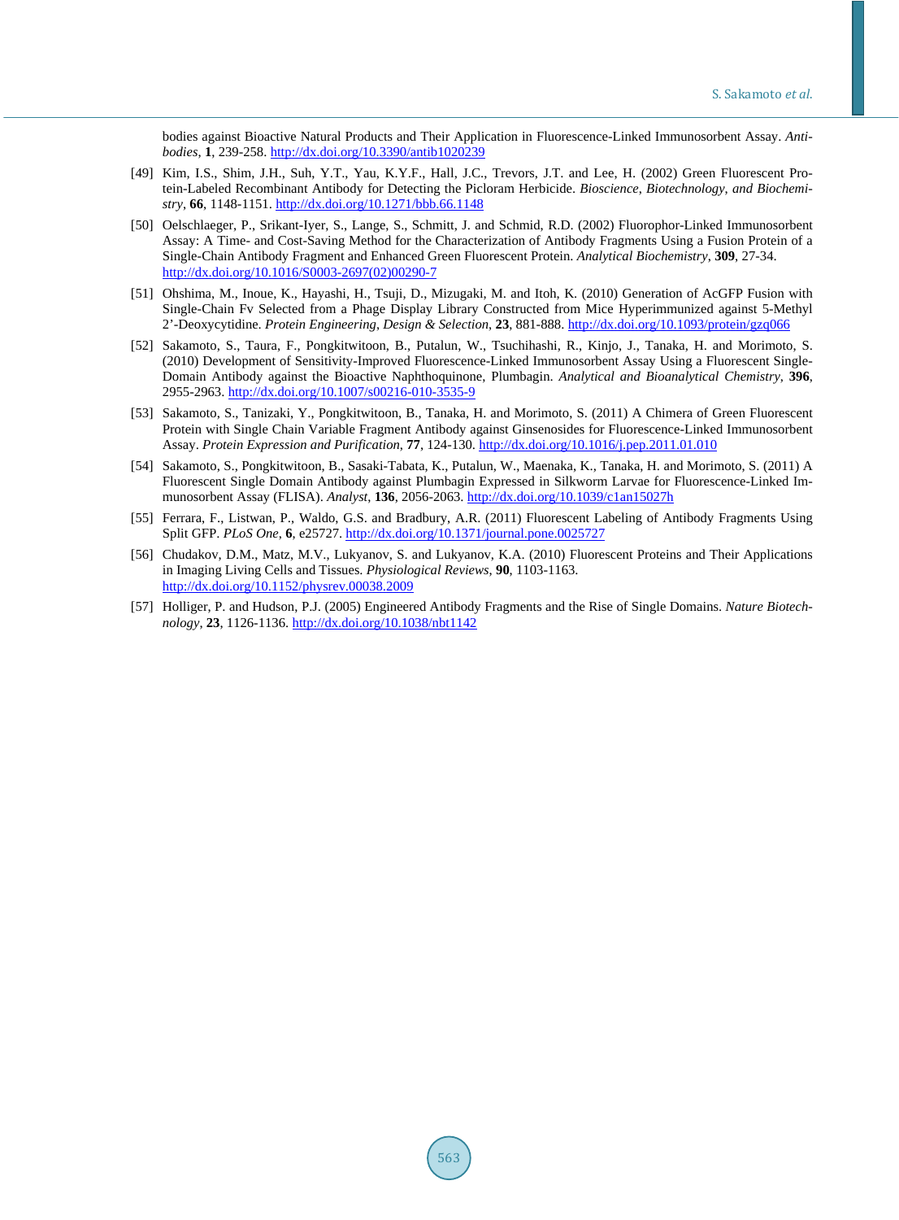bodies against Bioactive Natural Products and Their Application in Fluorescence-Linked Immunosorbent Assay. *Antibodies*, **1**, 239-258. http://dx.doi.org/10.3390/antib1020239

[49] Kim, I.S., Shim, J.H., Suh, Y.T., Yau, K.Y.F., Hall, J.C., Trevors, J.T. and Lee, H. (2002) Green Fluorescent Protein-Labeled Recombinant Antibody for Detecting the Picloram Herbicide. *Bioscience, Biotechnology, and Biochemistry*, **66**, 1148-1151. http://dx.doi.org/10.1271/bbb.66.1148

[50] Oelschlaeger, P., Srikant-Iyer, S., Lange, S., Schmitt, J. and Schmid, R.D. (2002) Fluorophor-Linked Immunosorbent Assay: A Time- and Cost-Saving Method for the Characterization of Antibody Fragments Using a Fusion Protein of a Single-Chain Antibody Fragment and Enhanced Green Fluorescent Protein. *Analytical Biochemistry*, **309**, 27-34. http://dx.doi.org/10.1016/S0003-2697(02)00290-7

[51] Ohshima, M., Inoue, K., Hayashi, H., Tsuji, D., Mizugaki, M. and Itoh, K. (2010) Generation of AcGFP Fusion with Single-Chain Fv Selected from a Phage Display Library Constructed from Mice Hyperimmunized against 5-Methyl 2'-Deoxycytidine. *Protein Engineering, Design & Selection*, **23**, 881-888. http://dx.doi.org/10.1093/protein/gzq066

[52] Sakamoto, S., Taura, F., Pongkitwitoon, B., Putalun, W., Tsuchihashi, R., Kinjo, J., Tanaka, H. and Morimoto, S. (2010) Development of Sensitivity-Improved Fluorescence-Linked Immunosorbent Assay Using a Fluorescent Single-Domain Antibody against the Bioactive Naphthoquinone, Plumbagin. *Analytical and Bioanalytical Chemistry*, **396**, 2955-2963. http://dx.doi.org/10.1007/s00216-010-3535-9

[53] Sakamoto, S., Tanizaki, Y., Pongkitwitoon, B., Tanaka, H. and Morimoto, S. (2011) A Chimera of Green Fluorescent Protein with Single Chain Variable Fragment Antibody against Ginsenosides for Fluorescence-Linked Immunosorbent Assay. *Protein Expression and Purification*, **77**, 124-130. http://dx.doi.org/10.1016/j.pep.2011.01.010

[54] Sakamoto, S., Pongkitwitoon, B., Sasaki-Tabata, K., Putalun, W., Maenaka, K., Tanaka, H. and Morimoto, S. (2011) A Fluorescent Single Domain Antibody against Plumbagin Expressed in Silkworm Larvae for Fluorescence-Linked Immunosorbent Assay (FLISA). *Analyst*, **136**, 2056-2063. http://dx.doi.org/10.1039/c1an15027h

[55] Ferrara, F., Listwan, P., Waldo, G.S. and Bradbury, A.R. (2011) Fluorescent Labeling of Antibody Fragments Using Split GFP. *PLoS One*, **6**, e25727. http://dx.doi.org/10.1371/journal.pone.0025727

[56] Chudakov, D.M., Matz, M.V., Lukyanov, S. and Lukyanov, K.A. (2010) Fluorescent Proteins and Their Applications in Imaging Living Cells and Tissues. *Physiological Reviews*, **90**, 1103-1163. http://dx.doi.org/10.1152/physrev.00038.2009

[57] Holliger, P. and Hudson, P.J. (2005) Engineered Antibody Fragments and the Rise of Single Domains. *Nature Biotechnology*, **23**, 1126-1136. http://dx.doi.org/10.1038/nbt1142